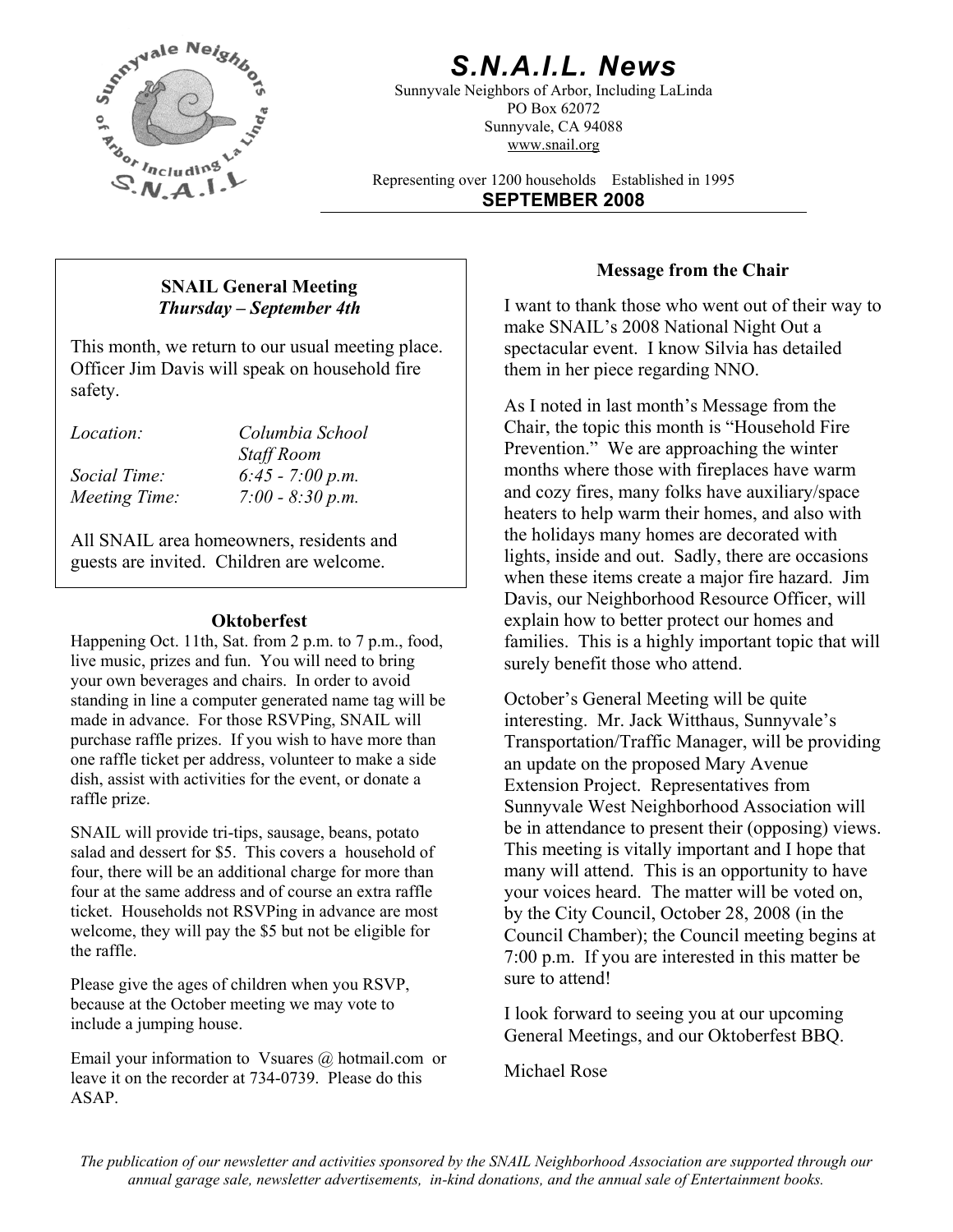# S.N.A.I.L. News

Sunnyvale Neighbors of Arbor, Including LaLinda
PO Box 62072
Sunnyvale, CA 94088
www.snail.org

Representing over 1200 households    Established in 1995

**SEPTEMBER 2008**

---

**SNAIL General Meeting**
***Thursday – September 4th***

This month, we return to our usual meeting place. Officer Jim Davis will speak on household fire safety.

| | |
|---|---|
| *Location:* | *Columbia School Staff Room* |
| *Social Time:* | *6:45 - 7:00 p.m.* |
| *Meeting Time:* | *7:00 - 8:30 p.m.* |

All SNAIL area homeowners, residents and guests are invited. Children are welcome.

## Oktoberfest

Happening Oct. 11th, Sat. from 2 p.m. to 7 p.m., food, live music, prizes and fun. You will need to bring your own beverages and chairs. In order to avoid standing in line a computer generated name tag will be made in advance. For those RSVPing, SNAIL will purchase raffle prizes. If you wish to have more than one raffle ticket per address, volunteer to make a side dish, assist with activities for the event, or donate a raffle prize.

SNAIL will provide tri-tips, sausage, beans, potato salad and dessert for $5. This covers a household of four, there will be an additional charge for more than four at the same address and of course an extra raffle ticket. Households not RSVPing in advance are most welcome, they will pay the $5 but not be eligible for the raffle.

Please give the ages of children when you RSVP, because at the October meeting we may vote to include a jumping house.

Email your information to Vsuares @ hotmail.com or leave it on the recorder at 734-0739. Please do this ASAP.

## Message from the Chair

I want to thank those who went out of their way to make SNAIL's 2008 National Night Out a spectacular event. I know Silvia has detailed them in her piece regarding NNO.

As I noted in last month's Message from the Chair, the topic this month is "Household Fire Prevention." We are approaching the winter months where those with fireplaces have warm and cozy fires, many folks have auxiliary/space heaters to help warm their homes, and also with the holidays many homes are decorated with lights, inside and out. Sadly, there are occasions when these items create a major fire hazard. Jim Davis, our Neighborhood Resource Officer, will explain how to better protect our homes and families. This is a highly important topic that will surely benefit those who attend.

October's General Meeting will be quite interesting. Mr. Jack Witthaus, Sunnyvale's Transportation/Traffic Manager, will be providing an update on the proposed Mary Avenue Extension Project. Representatives from Sunnyvale West Neighborhood Association will be in attendance to present their (opposing) views. This meeting is vitally important and I hope that many will attend. This is an opportunity to have your voices heard. The matter will be voted on, by the City Council, October 28, 2008 (in the Council Chamber); the Council meeting begins at 7:00 p.m. If you are interested in this matter be sure to attend!

I look forward to seeing you at our upcoming General Meetings, and our Oktoberfest BBQ.

Michael Rose

*The publication of our newsletter and activities sponsored by the SNAIL Neighborhood Association are supported through our annual garage sale, newsletter advertisements, in-kind donations, and the annual sale of Entertainment books.*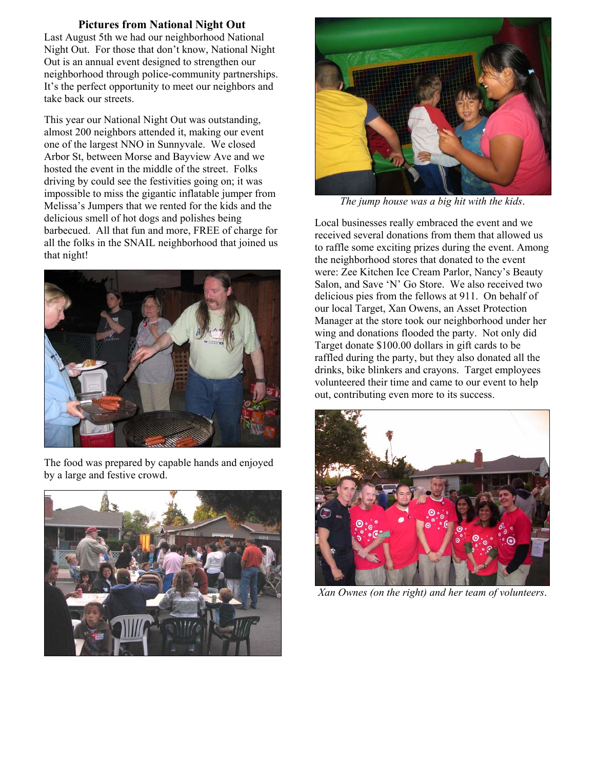## Pictures from National Night Out

Last August 5th we had our neighborhood National Night Out. For those that don't know, National Night Out is an annual event designed to strengthen our neighborhood through police-community partnerships. It's the perfect opportunity to meet our neighbors and take back our streets.

This year our National Night Out was outstanding, almost 200 neighbors attended it, making our event one of the largest NNO in Sunnyvale. We closed Arbor St, between Morse and Bayview Ave and we hosted the event in the middle of the street. Folks driving by could see the festivities going on; it was impossible to miss the gigantic inflatable jumper from Melissa's Jumpers that we rented for the kids and the delicious smell of hot dogs and polishes being barbecued. All that fun and more, FREE of charge for all the folks in the SNAIL neighborhood that joined us that night!

The food was prepared by capable hands and enjoyed by a large and festive crowd.

*The jump house was a big hit with the kids.*

Local businesses really embraced the event and we received several donations from them that allowed us to raffle some exciting prizes during the event. Among the neighborhood stores that donated to the event were: Zee Kitchen Ice Cream Parlor, Nancy's Beauty Salon, and Save 'N' Go Store. We also received two delicious pies from the fellows at 911. On behalf of our local Target, Xan Owens, an Asset Protection Manager at the store took our neighborhood under her wing and donations flooded the party. Not only did Target donate $100.00 dollars in gift cards to be raffled during the party, but they also donated all the drinks, bike blinkers and crayons. Target employees volunteered their time and came to our event to help out, contributing even more to its success.

*Xan Ownes (on the right) and her team of volunteers.*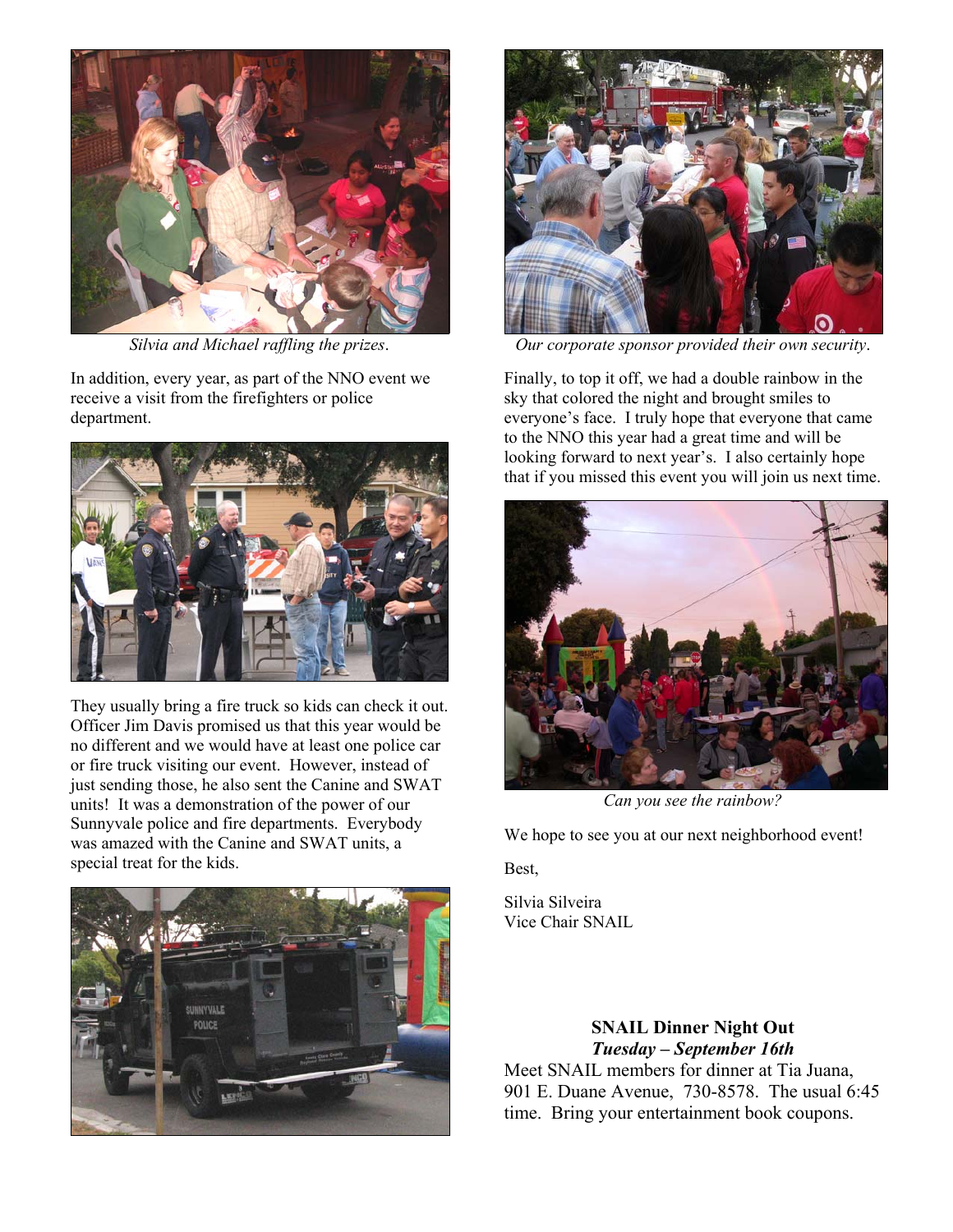*Silvia and Michael raffling the prizes*.

In addition, every year, as part of the NNO event we receive a visit from the firefighters or police department.

They usually bring a fire truck so kids can check it out. Officer Jim Davis promised us that this year would be no different and we would have at least one police car or fire truck visiting our event. However, instead of just sending those, he also sent the Canine and SWAT units! It was a demonstration of the power of our Sunnyvale police and fire departments. Everybody was amazed with the Canine and SWAT units, a special treat for the kids.

*Our corporate sponsor provided their own security*.

Finally, to top it off, we had a double rainbow in the sky that colored the night and brought smiles to everyone's face. I truly hope that everyone that came to the NNO this year had a great time and will be looking forward to next year's. I also certainly hope that if you missed this event you will join us next time.

*Can you see the rainbow?*

We hope to see you at our next neighborhood event!

Best,

Silvia Silveira
Vice Chair SNAIL

**SNAIL Dinner Night Out**
***Tuesday – September 16th***
Meet SNAIL members for dinner at Tia Juana, 901 E. Duane Avenue, 730-8578. The usual 6:45 time. Bring your entertainment book coupons.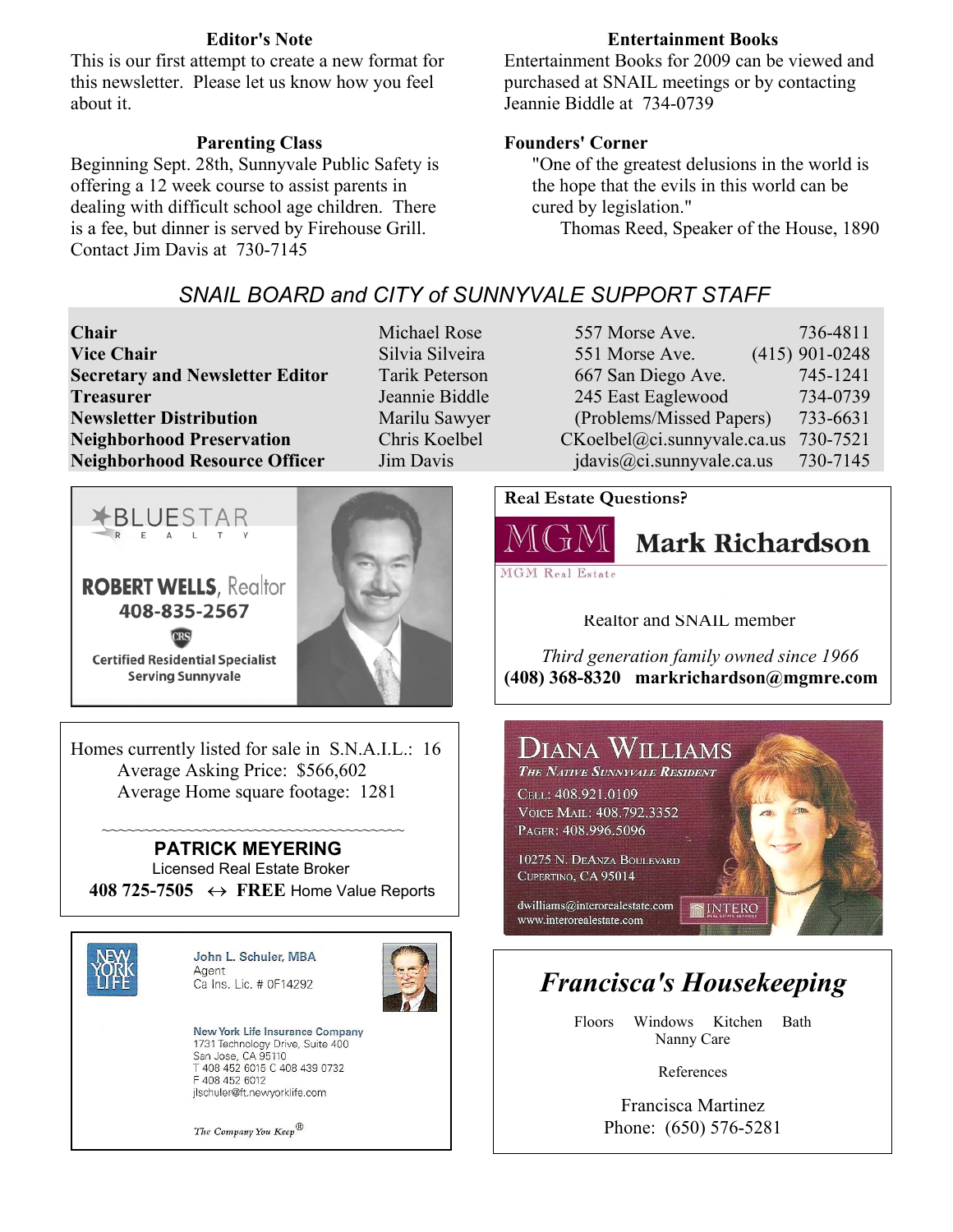### Editor's Note

This is our first attempt to create a new format for this newsletter. Please let us know how you feel about it.

### Parenting Class

Beginning Sept. 28th, Sunnyvale Public Safety is offering a 12 week course to assist parents in dealing with difficult school age children. There is a fee, but dinner is served by Firehouse Grill. Contact Jim Davis at 730-7145

### Entertainment Books

Entertainment Books for 2009 can be viewed and purchased at SNAIL meetings or by contacting Jeannie Biddle at 734-0739

### Founders' Corner

"One of the greatest delusions in the world is the hope that the evils in this world can be cured by legislation."

Thomas Reed, Speaker of the House, 1890

## *SNAIL BOARD and CITY of SUNNYVALE SUPPORT STAFF*

| | | | |
|---|---|---|---|
| **Chair** | Michael Rose | 557 Morse Ave. | 736-4811 |
| **Vice Chair** | Silvia Silveira | 551 Morse Ave. | (415) 901-0248 |
| **Secretary and Newsletter Editor** | Tarik Peterson | 667 San Diego Ave. | 745-1241 |
| **Treasurer** | Jeannie Biddle | 245 East Eaglewood | 734-0739 |
| **Newsletter Distribution** | Marilu Sawyer | (Problems/Missed Papers) | 733-6631 |
| **Neighborhood Preservation** | Chris Koelbel | CKoelbel@ci.sunnyvale.ca.us | 730-7521 |
| **Neighborhood Resource Officer** | Jim Davis | jdavis@ci.sunnyvale.ca.us | 730-7145 |

BLUESTAR REALTY

**ROBERT WELLS**, Realtor
**408-835-2567**
CRS
Certified Residential Specialist
Serving Sunnyvale

**Real Estate Questions?**

MGM **Mark Richardson**
MGM Real Estate

Realtor and SNAIL member

*Third generation family owned since 1966*
**(408) 368-8320 markrichardson@mgmre.com**

Homes currently listed for sale in S.N.A.I.L.: 16
Average Asking Price: $566,602
Average Home square footage: 1281

~~~~~~~~~~~~~~~~~~~~~~~~~~~~~~~~~~~

**PATRICK MEYERING**
Licensed Real Estate Broker
**408 725-7505** ↔ **FREE** Home Value Reports

DIANA WILLIAMS
*The Native Sunnyvale Resident*
Cell: 408.921.0109
Voice Mail: 408.792.3352
Pager: 408.996.5096
10275 N. DeAnza Boulevard
Cupertino, CA 95014
dwilliams@interorealestate.com
www.interorealestate.com
INTERO

NEW YORK LIFE
John L. Schuler, MBA
Agent
Ca Ins. Lic. # 0F14292
New York Life Insurance Company
1731 Technology Drive, Suite 400
San Jose, CA 95110
T 408 452 6015 C 408 439 0732
F 408 452 6012
jlschuler@ft.newyorklife.com
*The Company You Keep*®

## *Francisca's Housekeeping*

Floors Windows Kitchen Bath
Nanny Care

References

Francisca Martinez
Phone: (650) 576-5281